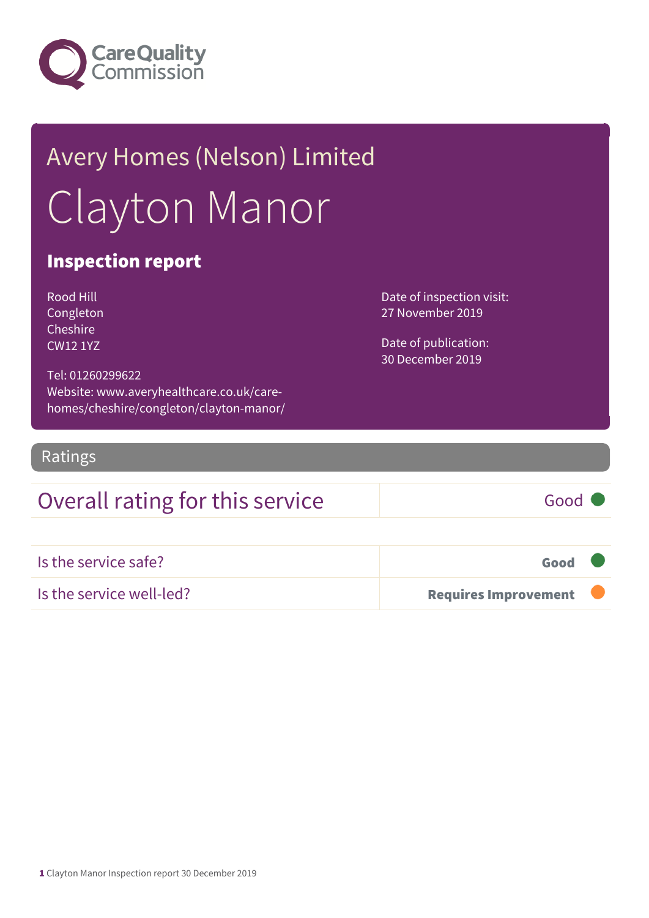Care Quality Commission

# Avery Homes (Nelson) Limited

# Clayton Manor

## Inspection report

Rood Hill
Congleton
Cheshire
CW12 1YZ

Tel: 01260299622
Website: www.averyhealthcare.co.uk/care-homes/cheshire/congleton/clayton-manor/

Date of inspection visit:
27 November 2019

Date of publication:
30 December 2019

## Ratings

| Overall rating for this service | Good |
|---|---|

| Is the service safe? | Good |
|---|---|
| Is the service well-led? | Requires Improvement |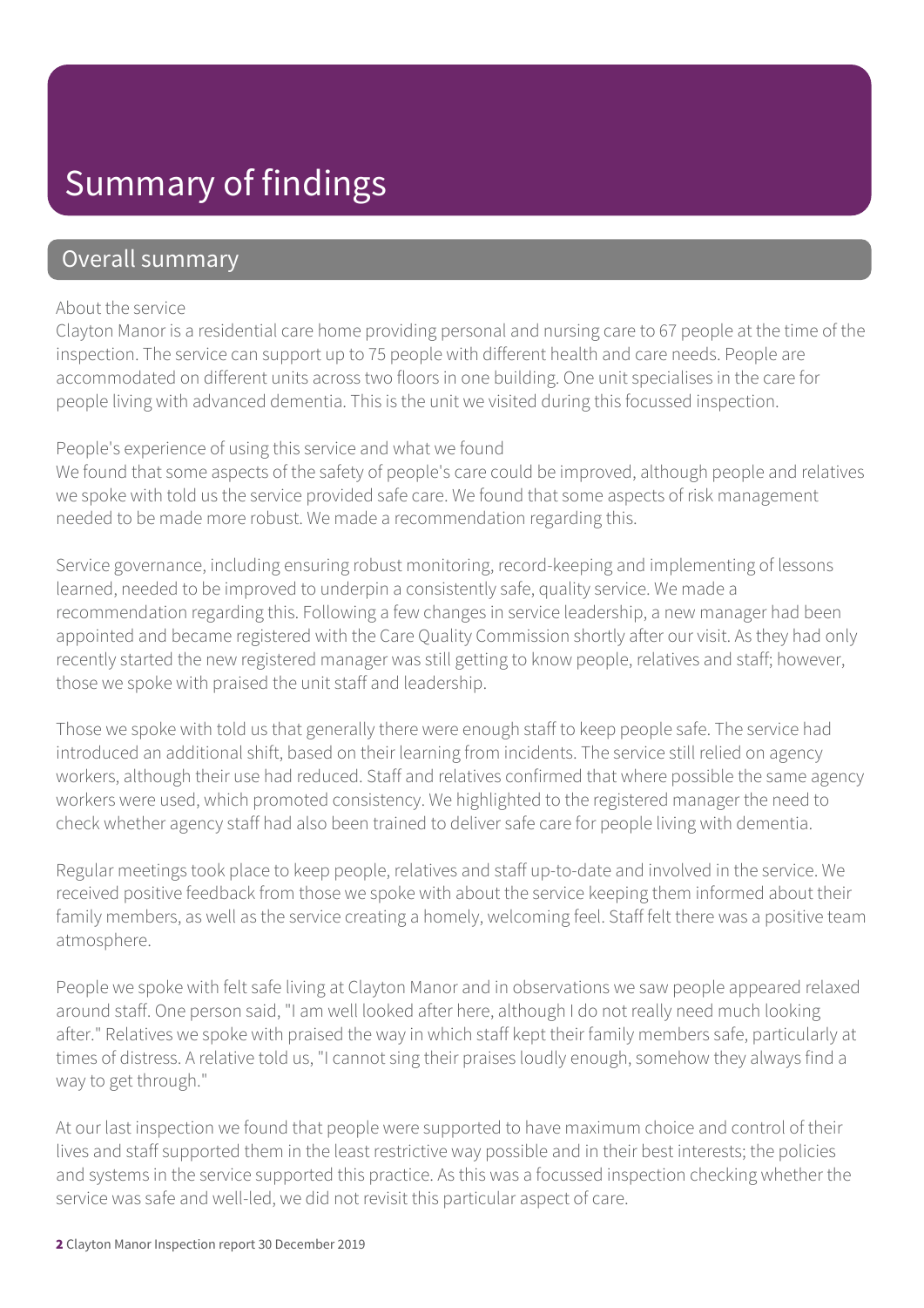# Summary of findings

## Overall summary

About the service

Clayton Manor is a residential care home providing personal and nursing care to 67 people at the time of the inspection. The service can support up to 75 people with different health and care needs. People are accommodated on different units across two floors in one building. One unit specialises in the care for people living with advanced dementia. This is the unit we visited during this focussed inspection.

People's experience of using this service and what we found

We found that some aspects of the safety of people's care could be improved, although people and relatives we spoke with told us the service provided safe care. We found that some aspects of risk management needed to be made more robust. We made a recommendation regarding this.

Service governance, including ensuring robust monitoring, record-keeping and implementing of lessons learned, needed to be improved to underpin a consistently safe, quality service. We made a recommendation regarding this. Following a few changes in service leadership, a new manager had been appointed and became registered with the Care Quality Commission shortly after our visit. As they had only recently started the new registered manager was still getting to know people, relatives and staff; however, those we spoke with praised the unit staff and leadership.

Those we spoke with told us that generally there were enough staff to keep people safe. The service had introduced an additional shift, based on their learning from incidents. The service still relied on agency workers, although their use had reduced. Staff and relatives confirmed that where possible the same agency workers were used, which promoted consistency. We highlighted to the registered manager the need to check whether agency staff had also been trained to deliver safe care for people living with dementia.

Regular meetings took place to keep people, relatives and staff up-to-date and involved in the service. We received positive feedback from those we spoke with about the service keeping them informed about their family members, as well as the service creating a homely, welcoming feel. Staff felt there was a positive team atmosphere.

People we spoke with felt safe living at Clayton Manor and in observations we saw people appeared relaxed around staff. One person said, "I am well looked after here, although I do not really need much looking after." Relatives we spoke with praised the way in which staff kept their family members safe, particularly at times of distress. A relative told us, "I cannot sing their praises loudly enough, somehow they always find a way to get through."

At our last inspection we found that people were supported to have maximum choice and control of their lives and staff supported them in the least restrictive way possible and in their best interests; the policies and systems in the service supported this practice. As this was a focussed inspection checking whether the service was safe and well-led, we did not revisit this particular aspect of care.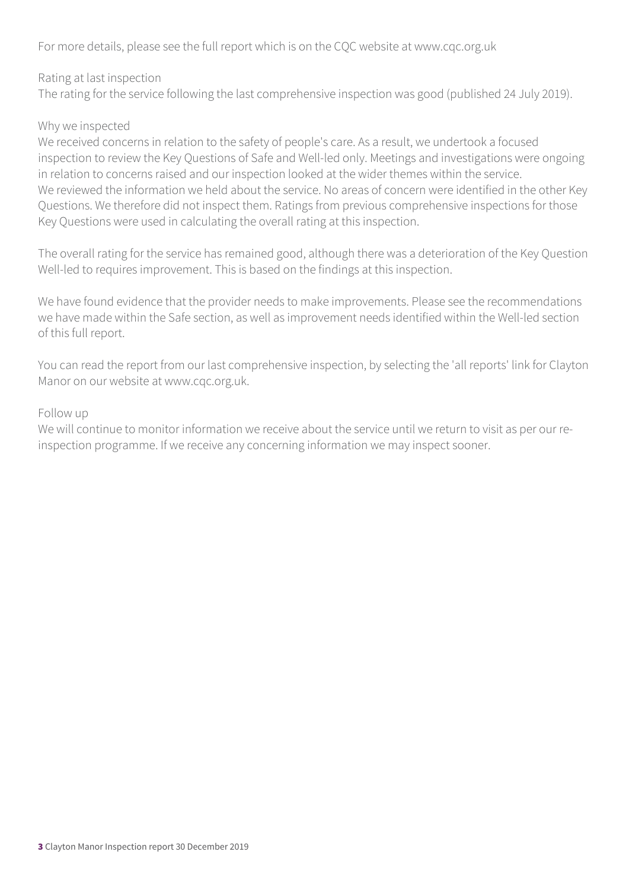For more details, please see the full report which is on the CQC website at www.cqc.org.uk

Rating at last inspection
The rating for the service following the last comprehensive inspection was good (published 24 July 2019).

Why we inspected
We received concerns in relation to the safety of people's care. As a result, we undertook a focused inspection to review the Key Questions of Safe and Well-led only. Meetings and investigations were ongoing in relation to concerns raised and our inspection looked at the wider themes within the service.
We reviewed the information we held about the service. No areas of concern were identified in the other Key Questions. We therefore did not inspect them. Ratings from previous comprehensive inspections for those Key Questions were used in calculating the overall rating at this inspection.

The overall rating for the service has remained good, although there was a deterioration of the Key Question Well-led to requires improvement. This is based on the findings at this inspection.

We have found evidence that the provider needs to make improvements. Please see the recommendations we have made within the Safe section, as well as improvement needs identified within the Well-led section of this full report.

You can read the report from our last comprehensive inspection, by selecting the 'all reports' link for Clayton Manor on our website at www.cqc.org.uk.

Follow up
We will continue to monitor information we receive about the service until we return to visit as per our re-inspection programme. If we receive any concerning information we may inspect sooner.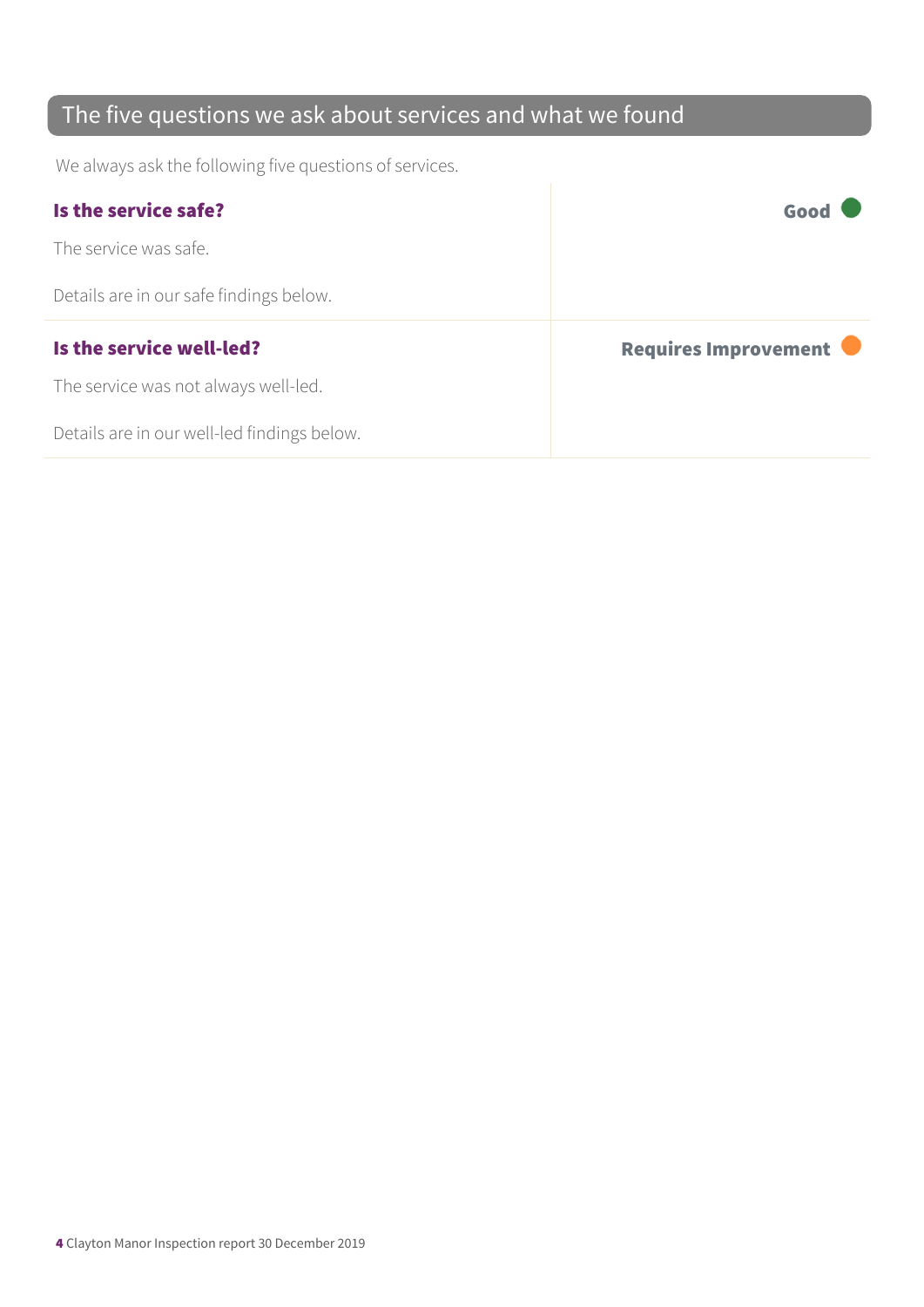## The five questions we ask about services and what we found

We always ask the following five questions of services.

| | |
|---|---|
| **Is the service safe?**<br><br>The service was safe.<br><br>Details are in our safe findings below. | **Good** |
| **Is the service well-led?**<br><br>The service was not always well-led.<br><br>Details are in our well-led findings below. | **Requires Improvement** |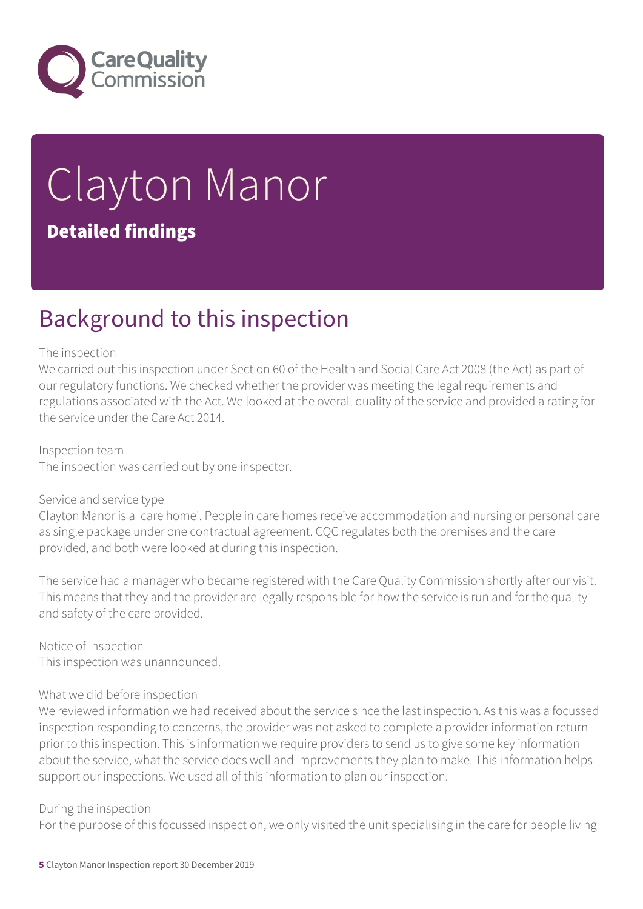# Clayton Manor

**Detailed findings**

## Background to this inspection

The inspection

We carried out this inspection under Section 60 of the Health and Social Care Act 2008 (the Act) as part of our regulatory functions. We checked whether the provider was meeting the legal requirements and regulations associated with the Act. We looked at the overall quality of the service and provided a rating for the service under the Care Act 2014.

Inspection team

The inspection was carried out by one inspector.

Service and service type

Clayton Manor is a 'care home'. People in care homes receive accommodation and nursing or personal care as single package under one contractual agreement. CQC regulates both the premises and the care provided, and both were looked at during this inspection.

The service had a manager who became registered with the Care Quality Commission shortly after our visit. This means that they and the provider are legally responsible for how the service is run and for the quality and safety of the care provided.

Notice of inspection

This inspection was unannounced.

What we did before inspection

We reviewed information we had received about the service since the last inspection. As this was a focussed inspection responding to concerns, the provider was not asked to complete a provider information return prior to this inspection. This is information we require providers to send us to give some key information about the service, what the service does well and improvements they plan to make. This information helps support our inspections. We used all of this information to plan our inspection.

During the inspection

For the purpose of this focussed inspection, we only visited the unit specialising in the care for people living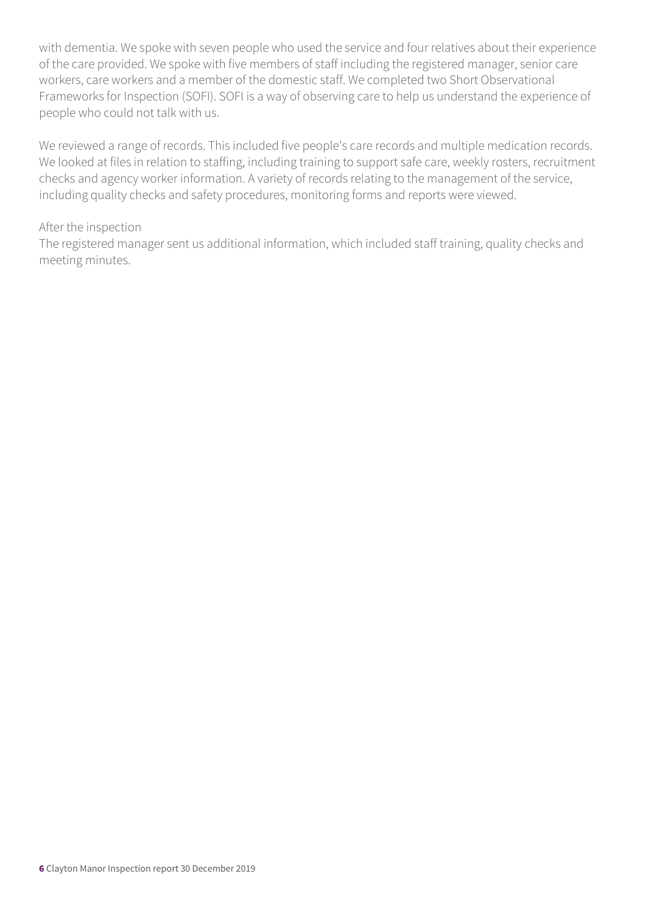with dementia. We spoke with seven people who used the service and four relatives about their experience of the care provided. We spoke with five members of staff including the registered manager, senior care workers, care workers and a member of the domestic staff. We completed two Short Observational Frameworks for Inspection (SOFI). SOFI is a way of observing care to help us understand the experience of people who could not talk with us.

We reviewed a range of records. This included five people's care records and multiple medication records. We looked at files in relation to staffing, including training to support safe care, weekly rosters, recruitment checks and agency worker information. A variety of records relating to the management of the service, including quality checks and safety procedures, monitoring forms and reports were viewed.

After the inspection
The registered manager sent us additional information, which included staff training, quality checks and meeting minutes.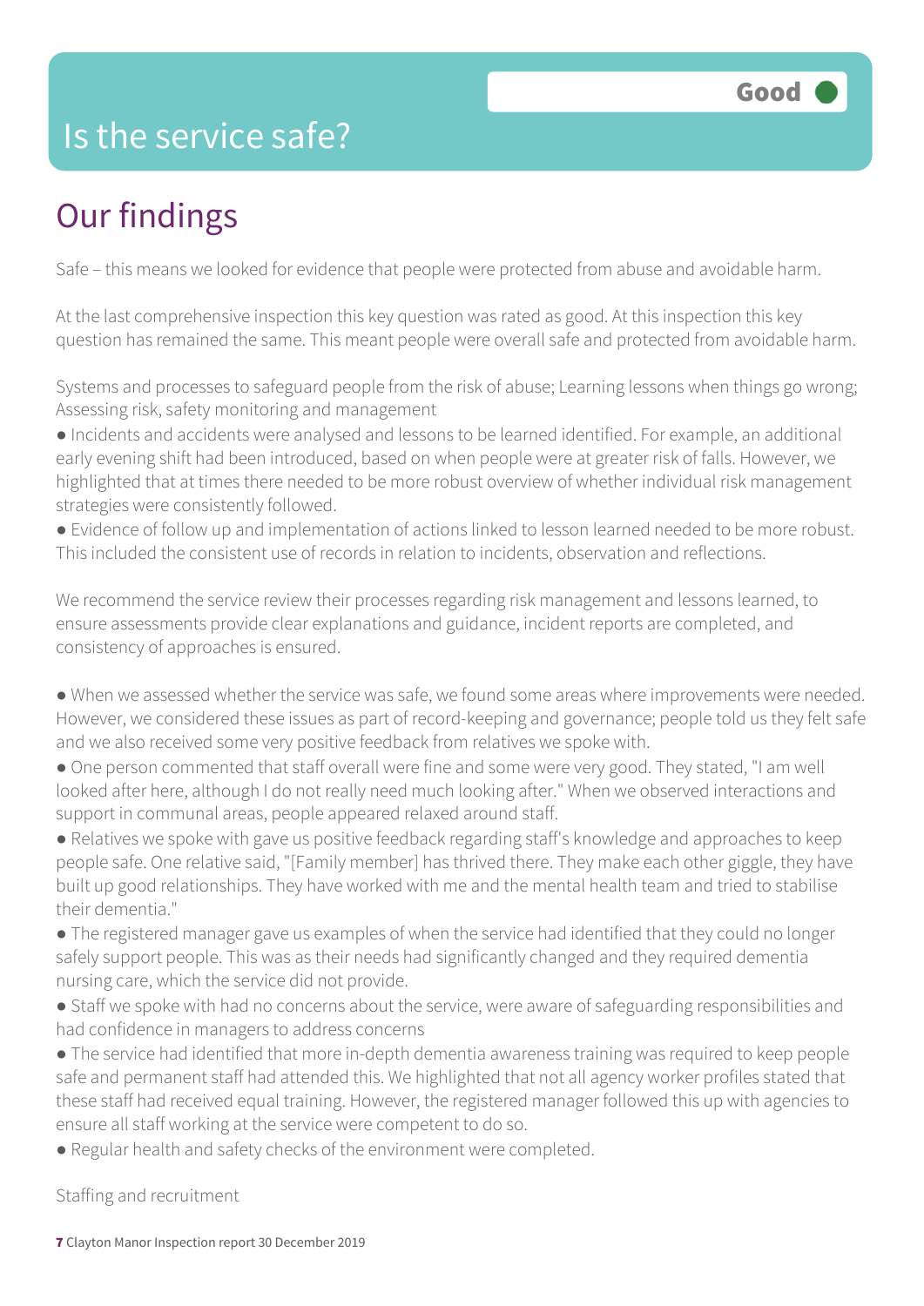# Is the service safe?

**Good**

## Our findings

Safe – this means we looked for evidence that people were protected from abuse and avoidable harm.

At the last comprehensive inspection this key question was rated as good. At this inspection this key question has remained the same. This meant people were overall safe and protected from avoidable harm.

Systems and processes to safeguard people from the risk of abuse; Learning lessons when things go wrong; Assessing risk, safety monitoring and management

- Incidents and accidents were analysed and lessons to be learned identified. For example, an additional early evening shift had been introduced, based on when people were at greater risk of falls. However, we highlighted that at times there needed to be more robust overview of whether individual risk management strategies were consistently followed.
- Evidence of follow up and implementation of actions linked to lesson learned needed to be more robust. This included the consistent use of records in relation to incidents, observation and reflections.

We recommend the service review their processes regarding risk management and lessons learned, to ensure assessments provide clear explanations and guidance, incident reports are completed, and consistency of approaches is ensured.

- When we assessed whether the service was safe, we found some areas where improvements were needed. However, we considered these issues as part of record-keeping and governance; people told us they felt safe and we also received some very positive feedback from relatives we spoke with.
- One person commented that staff overall were fine and some were very good. They stated, "I am well looked after here, although I do not really need much looking after." When we observed interactions and support in communal areas, people appeared relaxed around staff.
- Relatives we spoke with gave us positive feedback regarding staff's knowledge and approaches to keep people safe. One relative said, "[Family member] has thrived there. They make each other giggle, they have built up good relationships. They have worked with me and the mental health team and tried to stabilise their dementia."
- The registered manager gave us examples of when the service had identified that they could no longer safely support people. This was as their needs had significantly changed and they required dementia nursing care, which the service did not provide.
- Staff we spoke with had no concerns about the service, were aware of safeguarding responsibilities and had confidence in managers to address concerns
- The service had identified that more in-depth dementia awareness training was required to keep people safe and permanent staff had attended this. We highlighted that not all agency worker profiles stated that these staff had received equal training. However, the registered manager followed this up with agencies to ensure all staff working at the service were competent to do so.
- Regular health and safety checks of the environment were completed.

Staffing and recruitment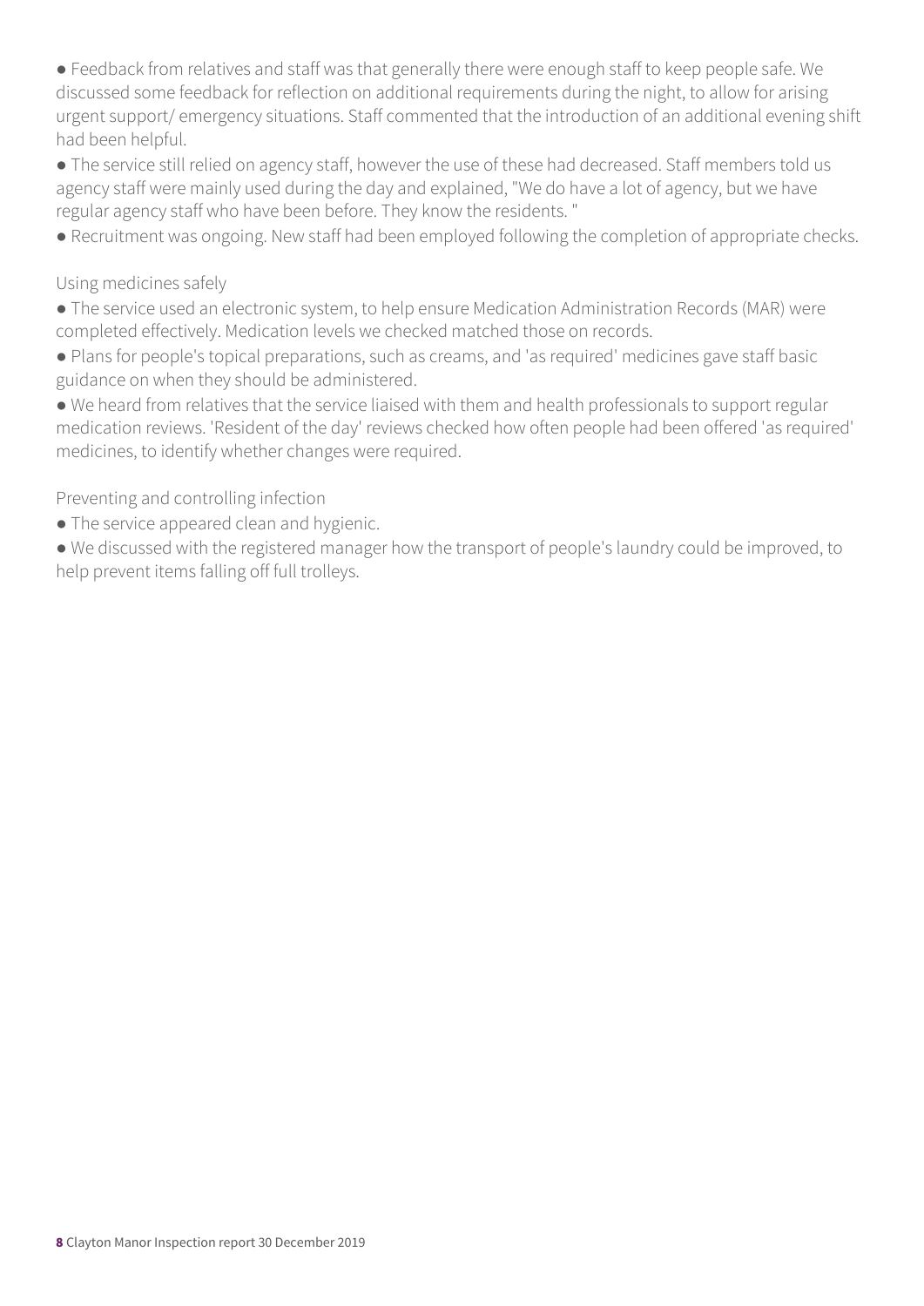- Feedback from relatives and staff was that generally there were enough staff to keep people safe. We discussed some feedback for reflection on additional requirements during the night, to allow for arising urgent support/ emergency situations. Staff commented that the introduction of an additional evening shift had been helpful.
- The service still relied on agency staff, however the use of these had decreased. Staff members told us agency staff were mainly used during the day and explained, "We do have a lot of agency, but we have regular agency staff who have been before. They know the residents. "
- Recruitment was ongoing. New staff had been employed following the completion of appropriate checks.

Using medicines safely

- The service used an electronic system, to help ensure Medication Administration Records (MAR) were completed effectively. Medication levels we checked matched those on records.
- Plans for people's topical preparations, such as creams, and 'as required' medicines gave staff basic guidance on when they should be administered.
- We heard from relatives that the service liaised with them and health professionals to support regular medication reviews. 'Resident of the day' reviews checked how often people had been offered 'as required' medicines, to identify whether changes were required.

Preventing and controlling infection

- The service appeared clean and hygienic.
- We discussed with the registered manager how the transport of people's laundry could be improved, to help prevent items falling off full trolleys.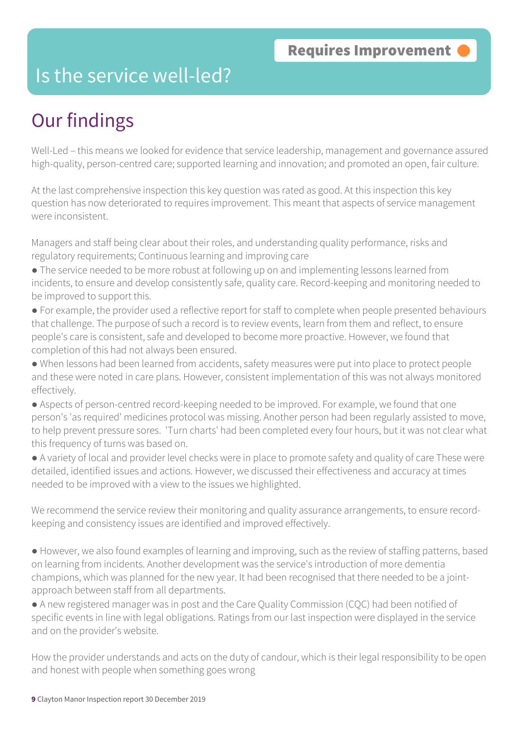# Is the service well-led?

**Requires Improvement**

## Our findings

Well-Led – this means we looked for evidence that service leadership, management and governance assured high-quality, person-centred care; supported learning and innovation; and promoted an open, fair culture.

At the last comprehensive inspection this key question was rated as good. At this inspection this key question has now deteriorated to requires improvement. This meant that aspects of service management were inconsistent.

Managers and staff being clear about their roles, and understanding quality performance, risks and regulatory requirements; Continuous learning and improving care

- The service needed to be more robust at following up on and implementing lessons learned from incidents, to ensure and develop consistently safe, quality care. Record-keeping and monitoring needed to be improved to support this.
- For example, the provider used a reflective report for staff to complete when people presented behaviours that challenge. The purpose of such a record is to review events, learn from them and reflect, to ensure people's care is consistent, safe and developed to become more proactive. However, we found that completion of this had not always been ensured.
- When lessons had been learned from accidents, safety measures were put into place to protect people and these were noted in care plans. However, consistent implementation of this was not always monitored effectively.
- Aspects of person-centred record-keeping needed to be improved. For example, we found that one person's 'as required' medicines protocol was missing. Another person had been regularly assisted to move, to help prevent pressure sores. 'Turn charts' had been completed every four hours, but it was not clear what this frequency of turns was based on.
- A variety of local and provider level checks were in place to promote safety and quality of care These were detailed, identified issues and actions. However, we discussed their effectiveness and accuracy at times needed to be improved with a view to the issues we highlighted.

We recommend the service review their monitoring and quality assurance arrangements, to ensure record-keeping and consistency issues are identified and improved effectively.

- However, we also found examples of learning and improving, such as the review of staffing patterns, based on learning from incidents. Another development was the service's introduction of more dementia champions, which was planned for the new year. It had been recognised that there needed to be a joint-approach between staff from all departments.
- A new registered manager was in post and the Care Quality Commission (CQC) had been notified of specific events in line with legal obligations. Ratings from our last inspection were displayed in the service and on the provider's website.

How the provider understands and acts on the duty of candour, which is their legal responsibility to be open and honest with people when something goes wrong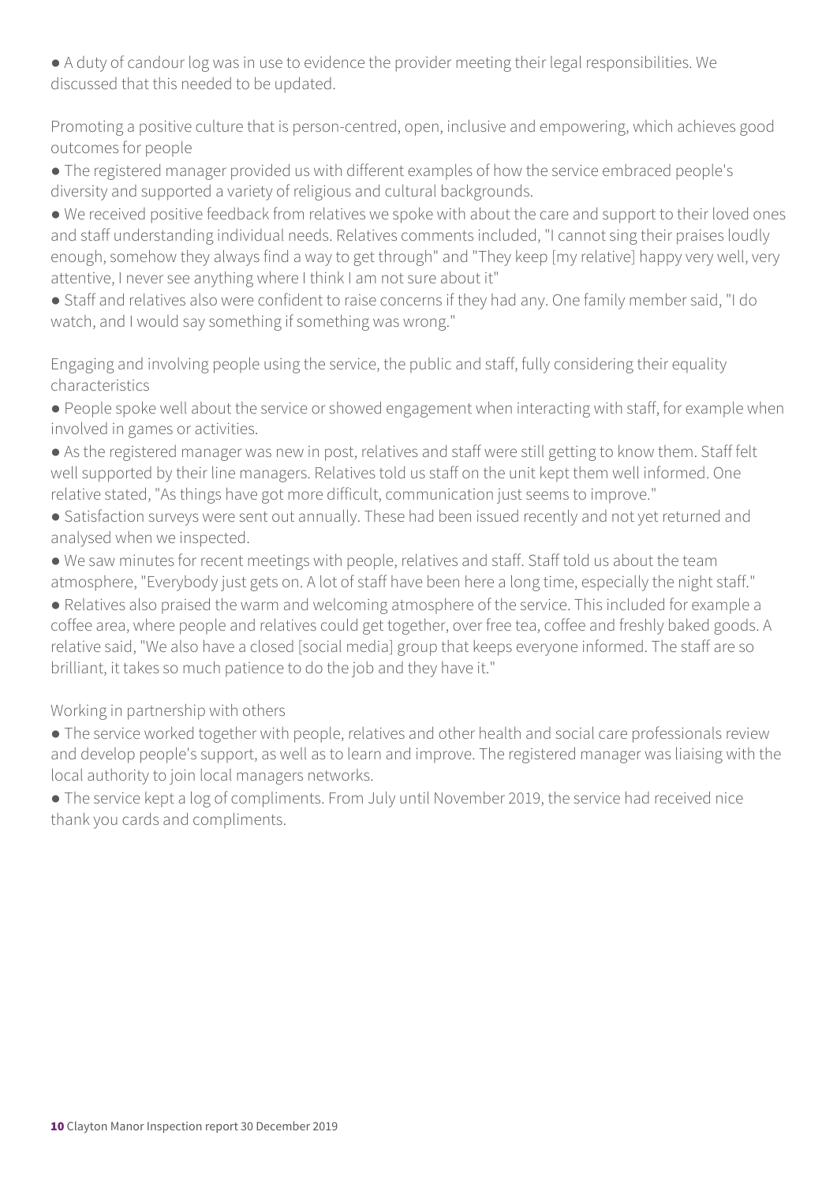- A duty of candour log was in use to evidence the provider meeting their legal responsibilities. We discussed that this needed to be updated.

Promoting a positive culture that is person-centred, open, inclusive and empowering, which achieves good outcomes for people

- The registered manager provided us with different examples of how the service embraced people's diversity and supported a variety of religious and cultural backgrounds.
- We received positive feedback from relatives we spoke with about the care and support to their loved ones and staff understanding individual needs. Relatives comments included, "I cannot sing their praises loudly enough, somehow they always find a way to get through" and "They keep [my relative] happy very well, very attentive, I never see anything where I think I am not sure about it"
- Staff and relatives also were confident to raise concerns if they had any. One family member said, "I do watch, and I would say something if something was wrong."

Engaging and involving people using the service, the public and staff, fully considering their equality characteristics

- People spoke well about the service or showed engagement when interacting with staff, for example when involved in games or activities.
- As the registered manager was new in post, relatives and staff were still getting to know them. Staff felt well supported by their line managers. Relatives told us staff on the unit kept them well informed. One relative stated, "As things have got more difficult, communication just seems to improve."
- Satisfaction surveys were sent out annually. These had been issued recently and not yet returned and analysed when we inspected.
- We saw minutes for recent meetings with people, relatives and staff. Staff told us about the team atmosphere, "Everybody just gets on. A lot of staff have been here a long time, especially the night staff."
- Relatives also praised the warm and welcoming atmosphere of the service. This included for example a coffee area, where people and relatives could get together, over free tea, coffee and freshly baked goods. A relative said, "We also have a closed [social media] group that keeps everyone informed. The staff are so brilliant, it takes so much patience to do the job and they have it."

Working in partnership with others

- The service worked together with people, relatives and other health and social care professionals review and develop people's support, as well as to learn and improve. The registered manager was liaising with the local authority to join local managers networks.
- The service kept a log of compliments. From July until November 2019, the service had received nice thank you cards and compliments.